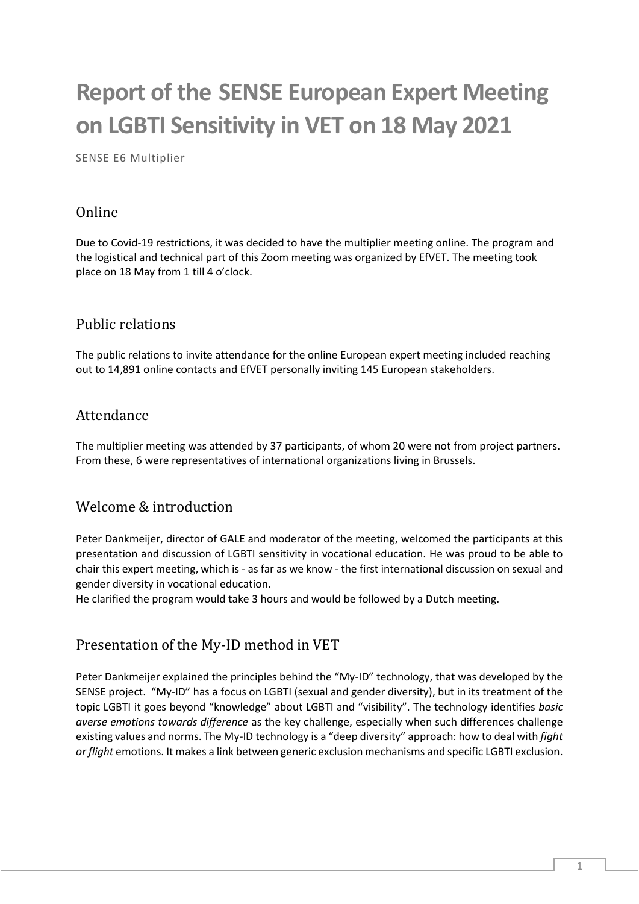# Report of the SENSE European Expert Meeting on LGBTI Sensitivity in VET on 18 May 2021

SENSE E6 Multiplier

## Online

Due to Covid-19 restrictions, it was decided to have the multiplier meeting online. The program and the logistical and technical part of this Zoom meeting was organized by EfVET. The meeting took place on 18 May from 1 till 4 o'clock.

## Public relations

The public relations to invite attendance for the online European expert meeting included reaching out to 14,891 online contacts and EfVET personally inviting 145 European stakeholders.

## Attendance

The multiplier meeting was attended by 37 participants, of whom 20 were not from project partners. From these, 6 were representatives of international organizations living in Brussels.

## Welcome & introduction

Peter Dankmeijer, director of GALE and moderator of the meeting, welcomed the participants at this presentation and discussion of LGBTI sensitivity in vocational education. He was proud to be able to chair this expert meeting, which is - as far as we know - the first international discussion on sexual and gender diversity in vocational education.
He clarified the program would take 3 hours and would be followed by a Dutch meeting.

## Presentation of the My-ID method in VET

Peter Dankmeijer explained the principles behind the "My-ID" technology, that was developed by the SENSE project. "My-ID" has a focus on LGBTI (sexual and gender diversity), but in its treatment of the topic LGBTI it goes beyond "knowledge" about LGBTI and "visibility". The technology identifies *basic averse emotions towards difference* as the key challenge, especially when such differences challenge existing values and norms. The My-ID technology is a "deep diversity" approach: how to deal with *fight or flight* emotions. It makes a link between generic exclusion mechanisms and specific LGBTI exclusion.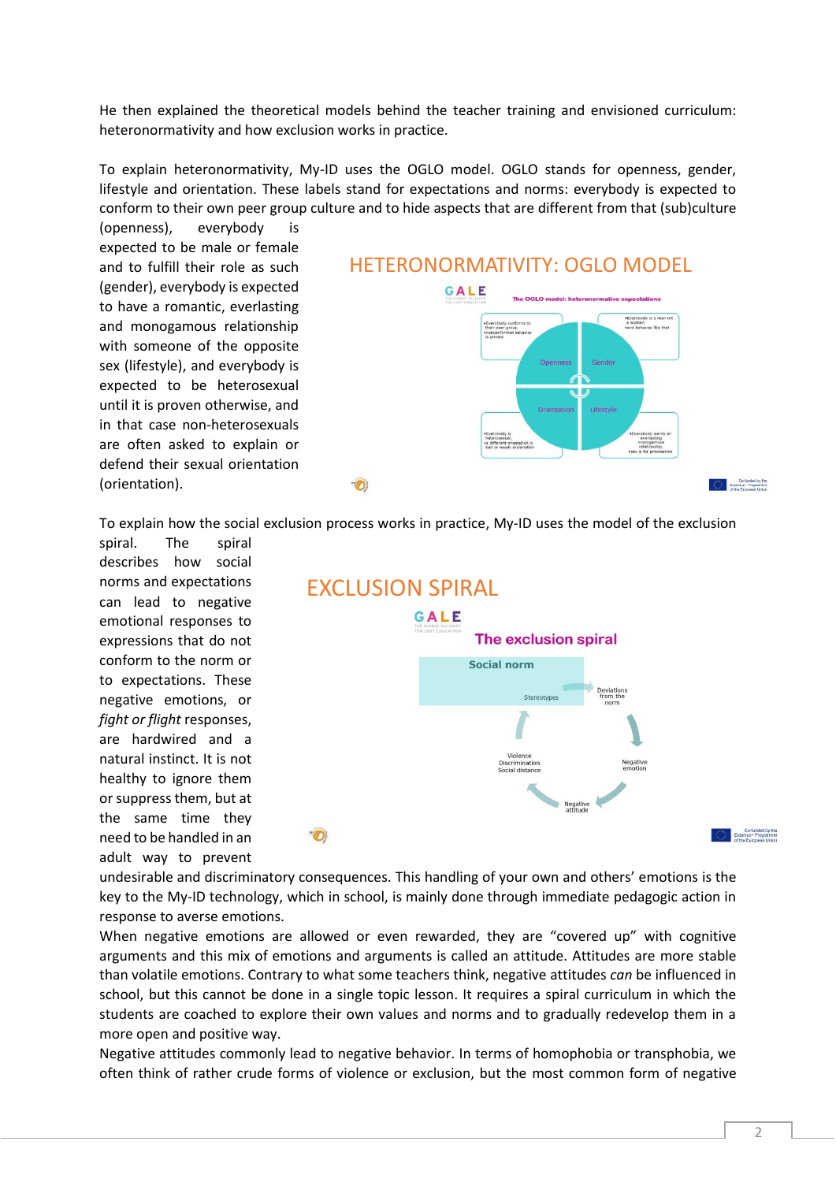He then explained the theoretical models behind the teacher training and envisioned curriculum: heteronormativity and how exclusion works in practice.

To explain heteronormativity, My-ID uses the OGLO model. OGLO stands for openness, gender, lifestyle and orientation. These labels stand for expectations and norms: everybody is expected to conform to their own peer group culture and to hide aspects that are different from that (sub)culture (openness), everybody is expected to be male or female and to fulfill their role as such (gender), everybody is expected to have a romantic, everlasting and monogamous relationship with someone of the opposite sex (lifestyle), and everybody is expected to be heterosexual until it is proven otherwise, and in that case non-heterosexuals are often asked to explain or defend their sexual orientation (orientation).

To explain how the social exclusion process works in practice, My-ID uses the model of the exclusion spiral. The spiral describes how social norms and expectations can lead to negative emotional responses to expressions that do not conform to the norm or to expectations. These negative emotions, or *fight or flight* responses, are hardwired and a natural instinct. It is not healthy to ignore them or suppress them, but at the same time they need to be handled in an adult way to prevent undesirable and discriminatory consequences. This handling of your own and others' emotions is the key to the My-ID technology, which in school, is mainly done through immediate pedagogic action in response to averse emotions.

When negative emotions are allowed or even rewarded, they are "covered up" with cognitive arguments and this mix of emotions and arguments is called an attitude. Attitudes are more stable than volatile emotions. Contrary to what some teachers think, negative attitudes *can* be influenced in school, but this cannot be done in a single topic lesson. It requires a spiral curriculum in which the students are coached to explore their own values and norms and to gradually redevelop them in a more open and positive way.

Negative attitudes commonly lead to negative behavior. In terms of homophobia or transphobia, we often think of rather crude forms of violence or exclusion, but the most common form of negative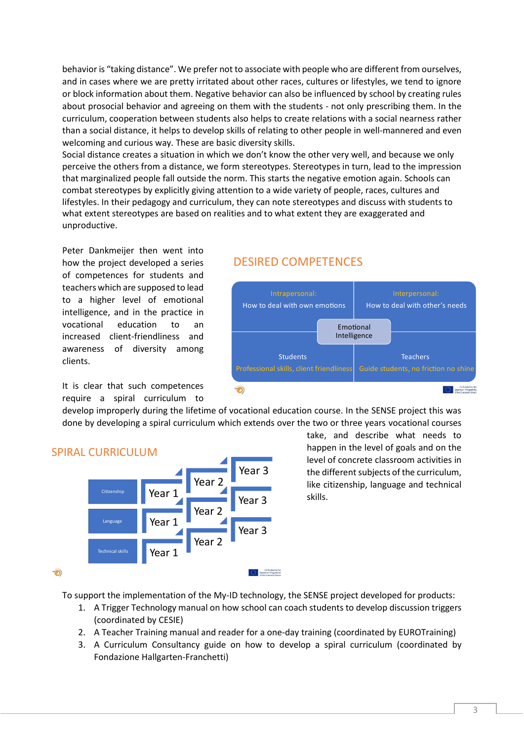behavior is “taking distance”. We prefer not to associate with people who are different from ourselves, and in cases where we are pretty irritated about other races, cultures or lifestyles, we tend to ignore or block information about them. Negative behavior can also be influenced by school by creating rules about prosocial behavior and agreeing on them with the students - not only prescribing them. In the curriculum, cooperation between students also helps to create relations with a social nearness rather than a social distance, it helps to develop skills of relating to other people in well-mannered and even welcoming and curious way. These are basic diversity skills.
Social distance creates a situation in which we don’t know the other very well, and because we only perceive the others from a distance, we form stereotypes. Stereotypes in turn, lead to the impression that marginalized people fall outside the norm. This starts the negative emotion again. Schools can combat stereotypes by explicitly giving attention to a wide variety of people, races, cultures and lifestyles. In their pedagogy and curriculum, they can note stereotypes and discuss with students to what extent stereotypes are based on realities and to what extent they are exaggerated and unproductive.

Peter Dankmeijer then went into how the project developed a series of competences for students and teachers which are supposed to lead to a higher level of emotional intelligence, and in the practice in vocational education to an increased client-friendliness and awareness of diversity among clients.

## DESIRED COMPETENCES

| Intrapersonal: How to deal with own emotions | Interpersonal: How to deal with other’s needs |
|---|---|
| Emotional Intelligence | |
| Students: Professional skills, client friendliness | Teachers: Guide students, no friction no shine |

It is clear that such competences require a spiral curriculum to develop improperly during the lifetime of vocational education course. In the SENSE project this was done by developing a spiral curriculum which extends over the two or three years vocational courses take, and describe what needs to happen in the level of goals and on the level of concrete classroom activities in the different subjects of the curriculum, like citizenship, language and technical skills.

## SPIRAL CURRICULUM

| Subject | | | |
|---|---|---|---|
| Citizenship | Year 1 | Year 2 | Year 3 |
| Language | Year 1 | Year 2 | Year 3 |
| Technical skills | Year 1 | Year 2 | Year 3 |

To support the implementation of the My-ID technology, the SENSE project developed for products:

1. A Trigger Technology manual on how school can coach students to develop discussion triggers (coordinated by CESIE)
2. A Teacher Training manual and reader for a one-day training (coordinated by EUROTraining)
3. A Curriculum Consultancy guide on how to develop a spiral curriculum (coordinated by Fondazione Hallgarten-Franchetti)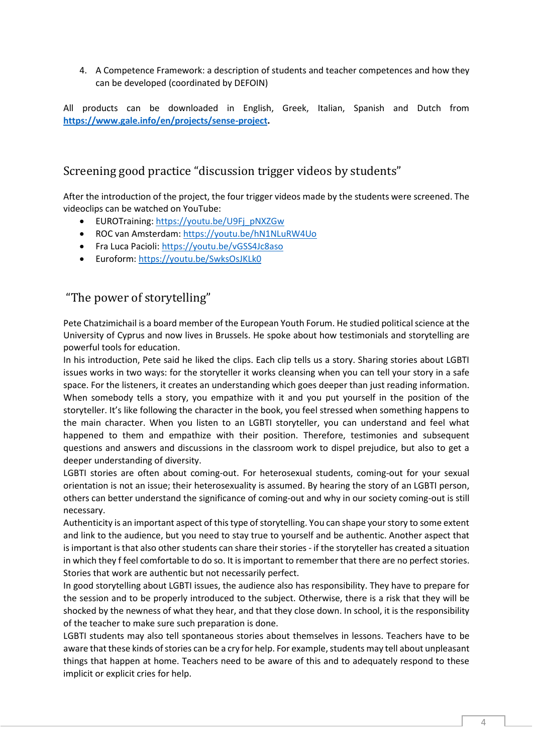4. A Competence Framework: a description of students and teacher competences and how they can be developed (coordinated by DEFOIN)

All products can be downloaded in English, Greek, Italian, Spanish and Dutch from **https://www.gale.info/en/projects/sense-project.**

## Screening good practice "discussion trigger videos by students"

After the introduction of the project, the four trigger videos made by the students were screened. The videoclips can be watched on YouTube:

- EUROTraining: https://youtu.be/U9Fj_pNXZGw
- ROC van Amsterdam: https://youtu.be/hN1NLuRW4Uo
- Fra Luca Pacioli: https://youtu.be/vGSS4Jc8aso
- Euroform: https://youtu.be/SwksOsJKLk0

## "The power of storytelling"

Pete Chatzimichail is a board member of the European Youth Forum. He studied political science at the University of Cyprus and now lives in Brussels. He spoke about how testimonials and storytelling are powerful tools for education.

In his introduction, Pete said he liked the clips. Each clip tells us a story. Sharing stories about LGBTI issues works in two ways: for the storyteller it works cleansing when you can tell your story in a safe space. For the listeners, it creates an understanding which goes deeper than just reading information. When somebody tells a story, you empathize with it and you put yourself in the position of the storyteller. It's like following the character in the book, you feel stressed when something happens to the main character. When you listen to an LGBTI storyteller, you can understand and feel what happened to them and empathize with their position. Therefore, testimonies and subsequent questions and answers and discussions in the classroom work to dispel prejudice, but also to get a deeper understanding of diversity.

LGBTI stories are often about coming-out. For heterosexual students, coming-out for your sexual orientation is not an issue; their heterosexuality is assumed. By hearing the story of an LGBTI person, others can better understand the significance of coming-out and why in our society coming-out is still necessary.

Authenticity is an important aspect of this type of storytelling. You can shape your story to some extent and link to the audience, but you need to stay true to yourself and be authentic. Another aspect that is important is that also other students can share their stories - if the storyteller has created a situation in which they f feel comfortable to do so. It is important to remember that there are no perfect stories. Stories that work are authentic but not necessarily perfect.

In good storytelling about LGBTI issues, the audience also has responsibility. They have to prepare for the session and to be properly introduced to the subject. Otherwise, there is a risk that they will be shocked by the newness of what they hear, and that they close down. In school, it is the responsibility of the teacher to make sure such preparation is done.

LGBTI students may also tell spontaneous stories about themselves in lessons. Teachers have to be aware that these kinds of stories can be a cry for help. For example, students may tell about unpleasant things that happen at home. Teachers need to be aware of this and to adequately respond to these implicit or explicit cries for help.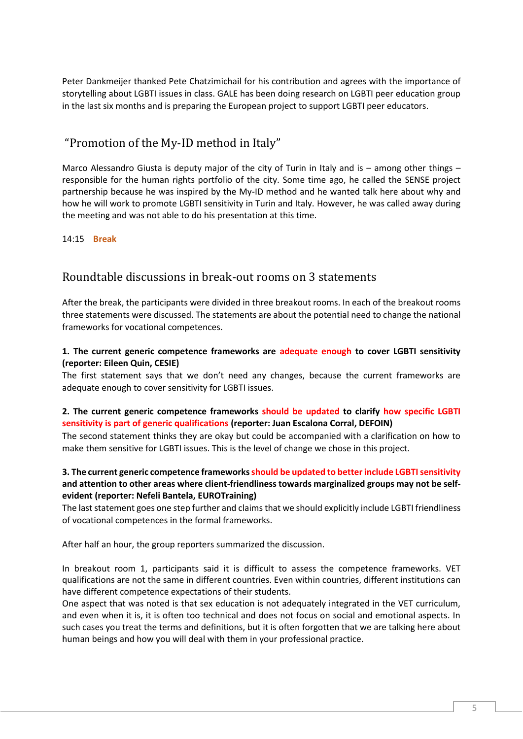Peter Dankmeijer thanked Pete Chatzimichail for his contribution and agrees with the importance of storytelling about LGBTI issues in class. GALE has been doing research on LGBTI peer education group in the last six months and is preparing the European project to support LGBTI peer educators.

## "Promotion of the My-ID method in Italy"

Marco Alessandro Giusta is deputy major of the city of Turin in Italy and is – among other things – responsible for the human rights portfolio of the city. Some time ago, he called the SENSE project partnership because he was inspired by the My-ID method and he wanted talk here about why and how he will work to promote LGBTI sensitivity in Turin and Italy. However, he was called away during the meeting and was not able to do his presentation at this time.

14:15 **Break**

## Roundtable discussions in break-out rooms on 3 statements

After the break, the participants were divided in three breakout rooms. In each of the breakout rooms three statements were discussed. The statements are about the potential need to change the national frameworks for vocational competences.

**1. The current generic competence frameworks are adequate enough to cover LGBTI sensitivity (reporter: Eileen Quin, CESIE)**
The first statement says that we don't need any changes, because the current frameworks are adequate enough to cover sensitivity for LGBTI issues.

**2. The current generic competence frameworks should be updated to clarify how specific LGBTI sensitivity is part of generic qualifications (reporter: Juan Escalona Corral, DEFOIN)**
The second statement thinks they are okay but could be accompanied with a clarification on how to make them sensitive for LGBTI issues. This is the level of change we chose in this project.

**3. The current generic competence frameworks should be updated to better include LGBTI sensitivity and attention to other areas where client-friendliness towards marginalized groups may not be self-evident (reporter: Nefeli Bantela, EUROTraining)**
The last statement goes one step further and claims that we should explicitly include LGBTI friendliness of vocational competences in the formal frameworks.

After half an hour, the group reporters summarized the discussion.

In breakout room 1, participants said it is difficult to assess the competence frameworks. VET qualifications are not the same in different countries. Even within countries, different institutions can have different competence expectations of their students.
One aspect that was noted is that sex education is not adequately integrated in the VET curriculum, and even when it is, it is often too technical and does not focus on social and emotional aspects. In such cases you treat the terms and definitions, but it is often forgotten that we are talking here about human beings and how you will deal with them in your professional practice.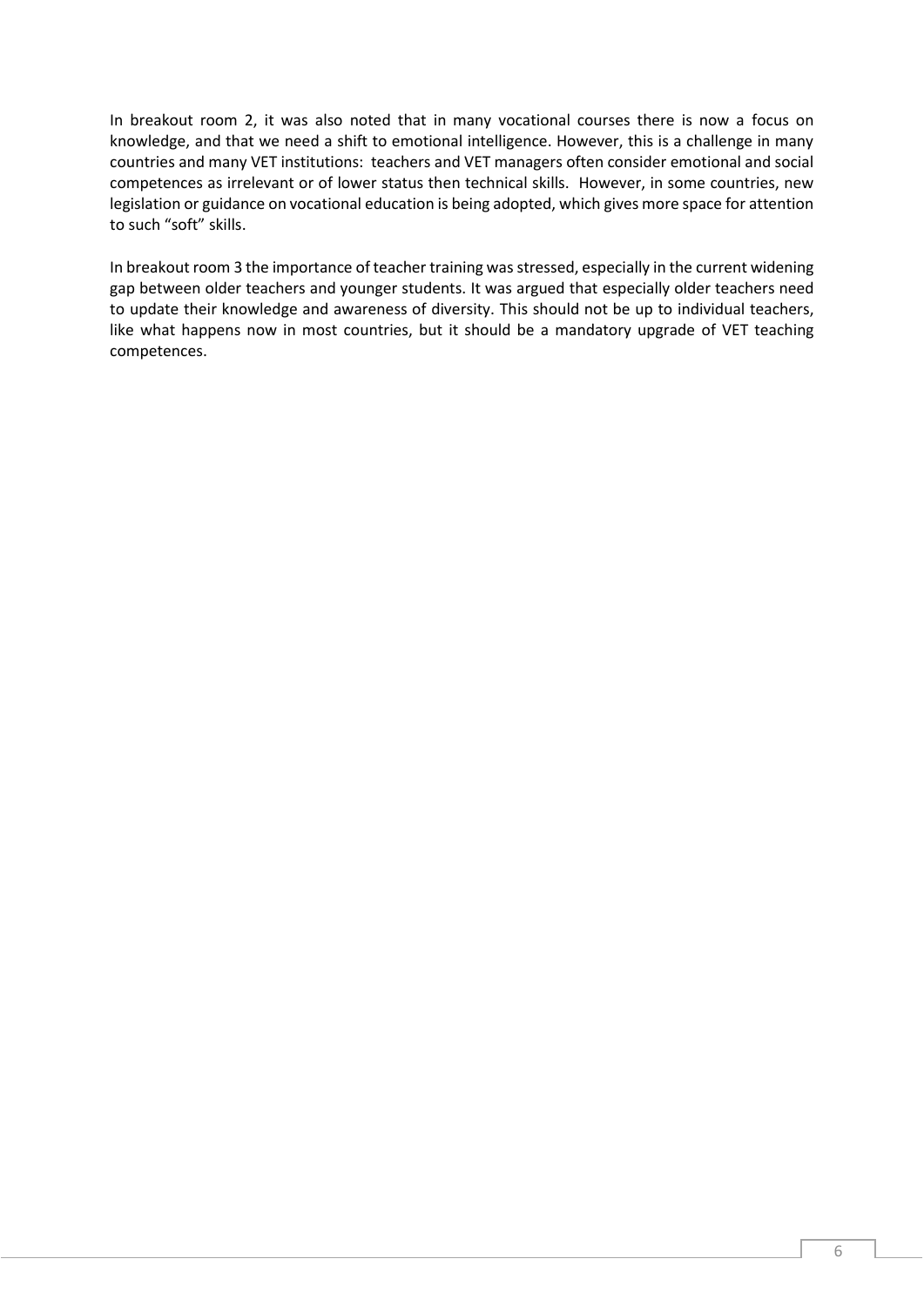In breakout room 2, it was also noted that in many vocational courses there is now a focus on knowledge, and that we need a shift to emotional intelligence. However, this is a challenge in many countries and many VET institutions: teachers and VET managers often consider emotional and social competences as irrelevant or of lower status then technical skills. However, in some countries, new legislation or guidance on vocational education is being adopted, which gives more space for attention to such "soft" skills.

In breakout room 3 the importance of teacher training was stressed, especially in the current widening gap between older teachers and younger students. It was argued that especially older teachers need to update their knowledge and awareness of diversity. This should not be up to individual teachers, like what happens now in most countries, but it should be a mandatory upgrade of VET teaching competences.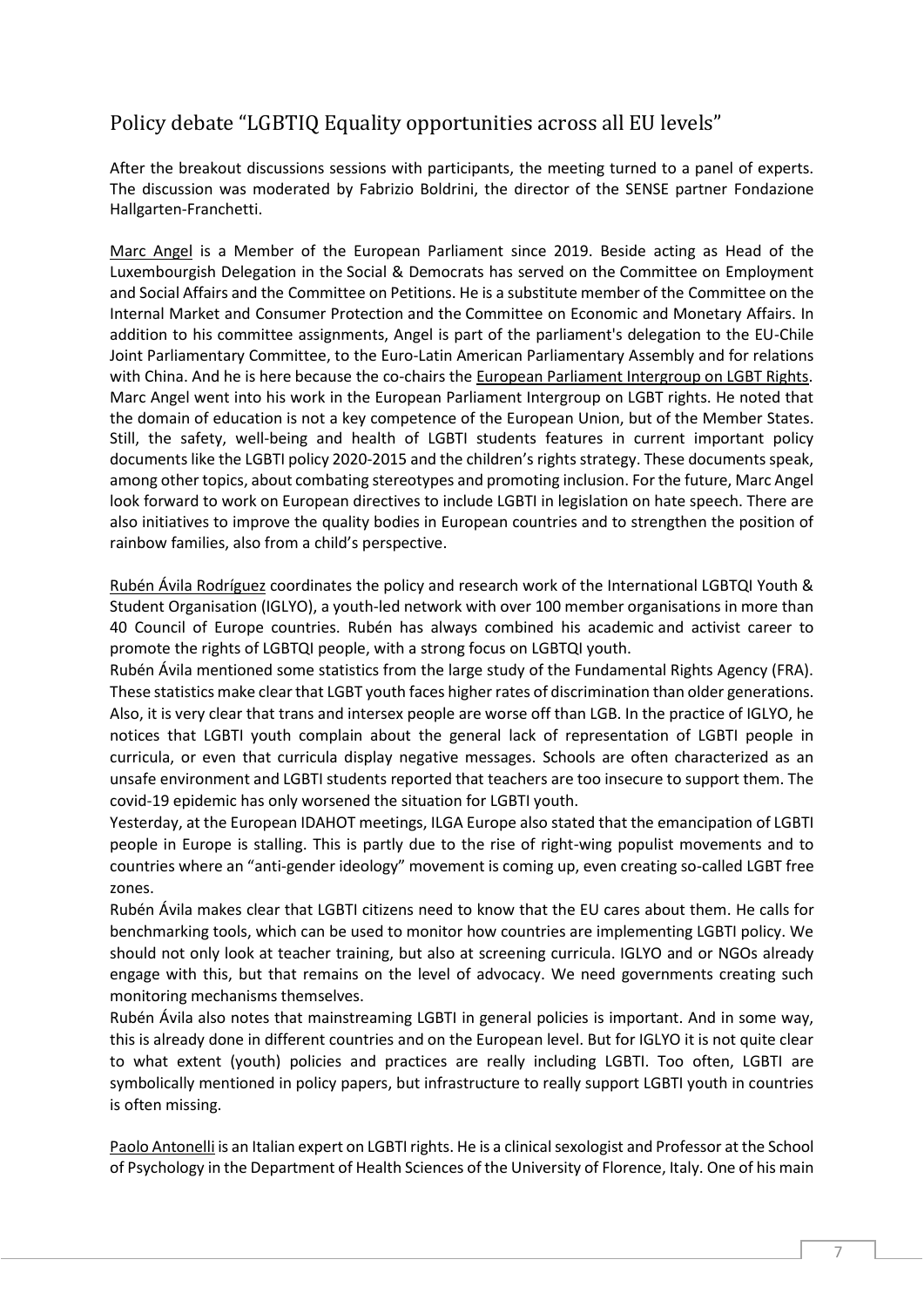## Policy debate "LGBTIQ Equality opportunities across all EU levels"

After the breakout discussions sessions with participants, the meeting turned to a panel of experts. The discussion was moderated by Fabrizio Boldrini, the director of the SENSE partner Fondazione Hallgarten-Franchetti.

Marc Angel is a Member of the European Parliament since 2019. Beside acting as Head of the Luxembourgish Delegation in the Social & Democrats has served on the Committee on Employment and Social Affairs and the Committee on Petitions. He is a substitute member of the Committee on the Internal Market and Consumer Protection and the Committee on Economic and Monetary Affairs. In addition to his committee assignments, Angel is part of the parliament's delegation to the EU-Chile Joint Parliamentary Committee, to the Euro-Latin American Parliamentary Assembly and for relations with China. And he is here because the co-chairs the European Parliament Intergroup on LGBT Rights. Marc Angel went into his work in the European Parliament Intergroup on LGBT rights. He noted that the domain of education is not a key competence of the European Union, but of the Member States. Still, the safety, well-being and health of LGBTI students features in current important policy documents like the LGBTI policy 2020-2015 and the children's rights strategy. These documents speak, among other topics, about combating stereotypes and promoting inclusion. For the future, Marc Angel look forward to work on European directives to include LGBTI in legislation on hate speech. There are also initiatives to improve the quality bodies in European countries and to strengthen the position of rainbow families, also from a child's perspective.

Rubén Ávila Rodríguez coordinates the policy and research work of the International LGBTQI Youth & Student Organisation (IGLYO), a youth-led network with over 100 member organisations in more than 40 Council of Europe countries. Rubén has always combined his academic and activist career to promote the rights of LGBTQI people, with a strong focus on LGBTQI youth.

Rubén Ávila mentioned some statistics from the large study of the Fundamental Rights Agency (FRA). These statistics make clear that LGBT youth faces higher rates of discrimination than older generations. Also, it is very clear that trans and intersex people are worse off than LGB. In the practice of IGLYO, he notices that LGBTI youth complain about the general lack of representation of LGBTI people in curricula, or even that curricula display negative messages. Schools are often characterized as an unsafe environment and LGBTI students reported that teachers are too insecure to support them. The covid-19 epidemic has only worsened the situation for LGBTI youth.

Yesterday, at the European IDAHOT meetings, ILGA Europe also stated that the emancipation of LGBTI people in Europe is stalling. This is partly due to the rise of right-wing populist movements and to countries where an "anti-gender ideology" movement is coming up, even creating so-called LGBT free zones.

Rubén Ávila makes clear that LGBTI citizens need to know that the EU cares about them. He calls for benchmarking tools, which can be used to monitor how countries are implementing LGBTI policy. We should not only look at teacher training, but also at screening curricula. IGLYO and or NGOs already engage with this, but that remains on the level of advocacy. We need governments creating such monitoring mechanisms themselves.

Rubén Ávila also notes that mainstreaming LGBTI in general policies is important. And in some way, this is already done in different countries and on the European level. But for IGLYO it is not quite clear to what extent (youth) policies and practices are really including LGBTI. Too often, LGBTI are symbolically mentioned in policy papers, but infrastructure to really support LGBTI youth in countries is often missing.

Paolo Antonelli is an Italian expert on LGBTI rights. He is a clinical sexologist and Professor at the School of Psychology in the Department of Health Sciences of the University of Florence, Italy. One of his main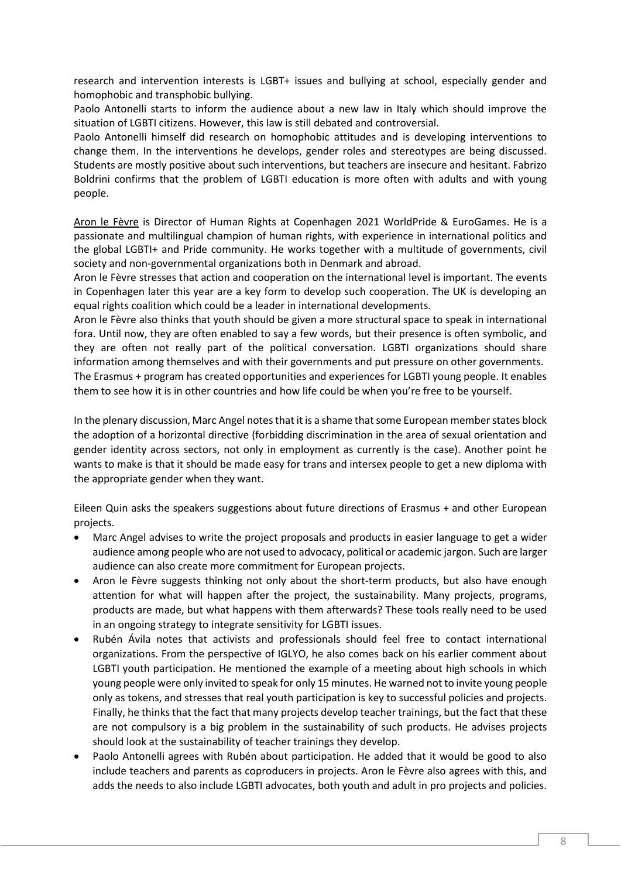research and intervention interests is LGBT+ issues and bullying at school, especially gender and homophobic and transphobic bullying.

Paolo Antonelli starts to inform the audience about a new law in Italy which should improve the situation of LGBTI citizens. However, this law is still debated and controversial.

Paolo Antonelli himself did research on homophobic attitudes and is developing interventions to change them. In the interventions he develops, gender roles and stereotypes are being discussed. Students are mostly positive about such interventions, but teachers are insecure and hesitant. Fabrizo Boldrini confirms that the problem of LGBTI education is more often with adults and with young people.

Aron le Fèvre is Director of Human Rights at Copenhagen 2021 WorldPride & EuroGames. He is a passionate and multilingual champion of human rights, with experience in international politics and the global LGBTI+ and Pride community. He works together with a multitude of governments, civil society and non-governmental organizations both in Denmark and abroad.

Aron le Fèvre stresses that action and cooperation on the international level is important. The events in Copenhagen later this year are a key form to develop such cooperation. The UK is developing an equal rights coalition which could be a leader in international developments.

Aron le Fèvre also thinks that youth should be given a more structural space to speak in international fora. Until now, they are often enabled to say a few words, but their presence is often symbolic, and they are often not really part of the political conversation. LGBTI organizations should share information among themselves and with their governments and put pressure on other governments.

The Erasmus + program has created opportunities and experiences for LGBTI young people. It enables them to see how it is in other countries and how life could be when you're free to be yourself.

In the plenary discussion, Marc Angel notes that it is a shame that some European member states block the adoption of a horizontal directive (forbidding discrimination in the area of sexual orientation and gender identity across sectors, not only in employment as currently is the case). Another point he wants to make is that it should be made easy for trans and intersex people to get a new diploma with the appropriate gender when they want.

Eileen Quin asks the speakers suggestions about future directions of Erasmus + and other European projects.

- Marc Angel advises to write the project proposals and products in easier language to get a wider audience among people who are not used to advocacy, political or academic jargon. Such are larger audience can also create more commitment for European projects.
- Aron le Fèvre suggests thinking not only about the short-term products, but also have enough attention for what will happen after the project, the sustainability. Many projects, programs, products are made, but what happens with them afterwards? These tools really need to be used in an ongoing strategy to integrate sensitivity for LGBTI issues.
- Rubén Ávila notes that activists and professionals should feel free to contact international organizations. From the perspective of IGLYO, he also comes back on his earlier comment about LGBTI youth participation. He mentioned the example of a meeting about high schools in which young people were only invited to speak for only 15 minutes. He warned not to invite young people only as tokens, and stresses that real youth participation is key to successful policies and projects. Finally, he thinks that the fact that many projects develop teacher trainings, but the fact that these are not compulsory is a big problem in the sustainability of such products. He advises projects should look at the sustainability of teacher trainings they develop.
- Paolo Antonelli agrees with Rubén about participation. He added that it would be good to also include teachers and parents as coproducers in projects. Aron le Fèvre also agrees with this, and adds the needs to also include LGBTI advocates, both youth and adult in pro projects and policies.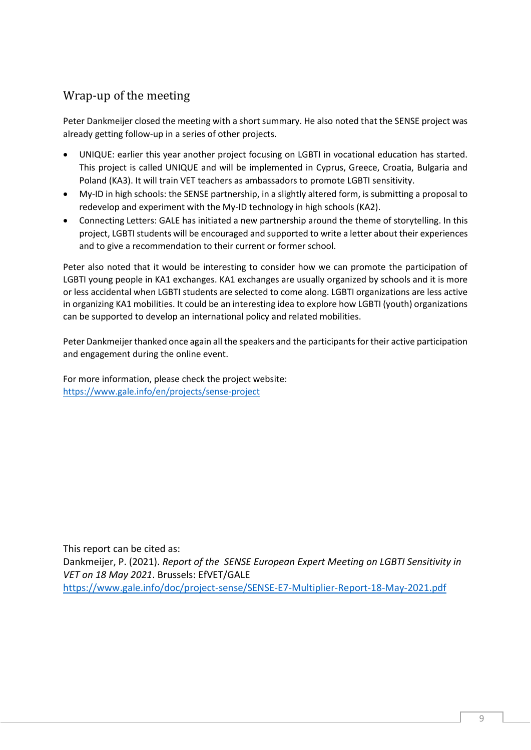## Wrap-up of the meeting

Peter Dankmeijer closed the meeting with a short summary. He also noted that the SENSE project was already getting follow-up in a series of other projects.

- UNIQUE: earlier this year another project focusing on LGBTI in vocational education has started. This project is called UNIQUE and will be implemented in Cyprus, Greece, Croatia, Bulgaria and Poland (KA3). It will train VET teachers as ambassadors to promote LGBTI sensitivity.
- My-ID in high schools: the SENSE partnership, in a slightly altered form, is submitting a proposal to redevelop and experiment with the My-ID technology in high schools (KA2).
- Connecting Letters: GALE has initiated a new partnership around the theme of storytelling. In this project, LGBTI students will be encouraged and supported to write a letter about their experiences and to give a recommendation to their current or former school.

Peter also noted that it would be interesting to consider how we can promote the participation of LGBTI young people in KA1 exchanges. KA1 exchanges are usually organized by schools and it is more or less accidental when LGBTI students are selected to come along. LGBTI organizations are less active in organizing KA1 mobilities. It could be an interesting idea to explore how LGBTI (youth) organizations can be supported to develop an international policy and related mobilities.

Peter Dankmeijer thanked once again all the speakers and the participants for their active participation and engagement during the online event.

For more information, please check the project website:
https://www.gale.info/en/projects/sense-project

This report can be cited as:
Dankmeijer, P. (2021). *Report of the SENSE European Expert Meeting on LGBTI Sensitivity in VET on 18 May 2021*. Brussels: EfVET/GALE
https://www.gale.info/doc/project-sense/SENSE-E7-Multiplier-Report-18-May-2021.pdf